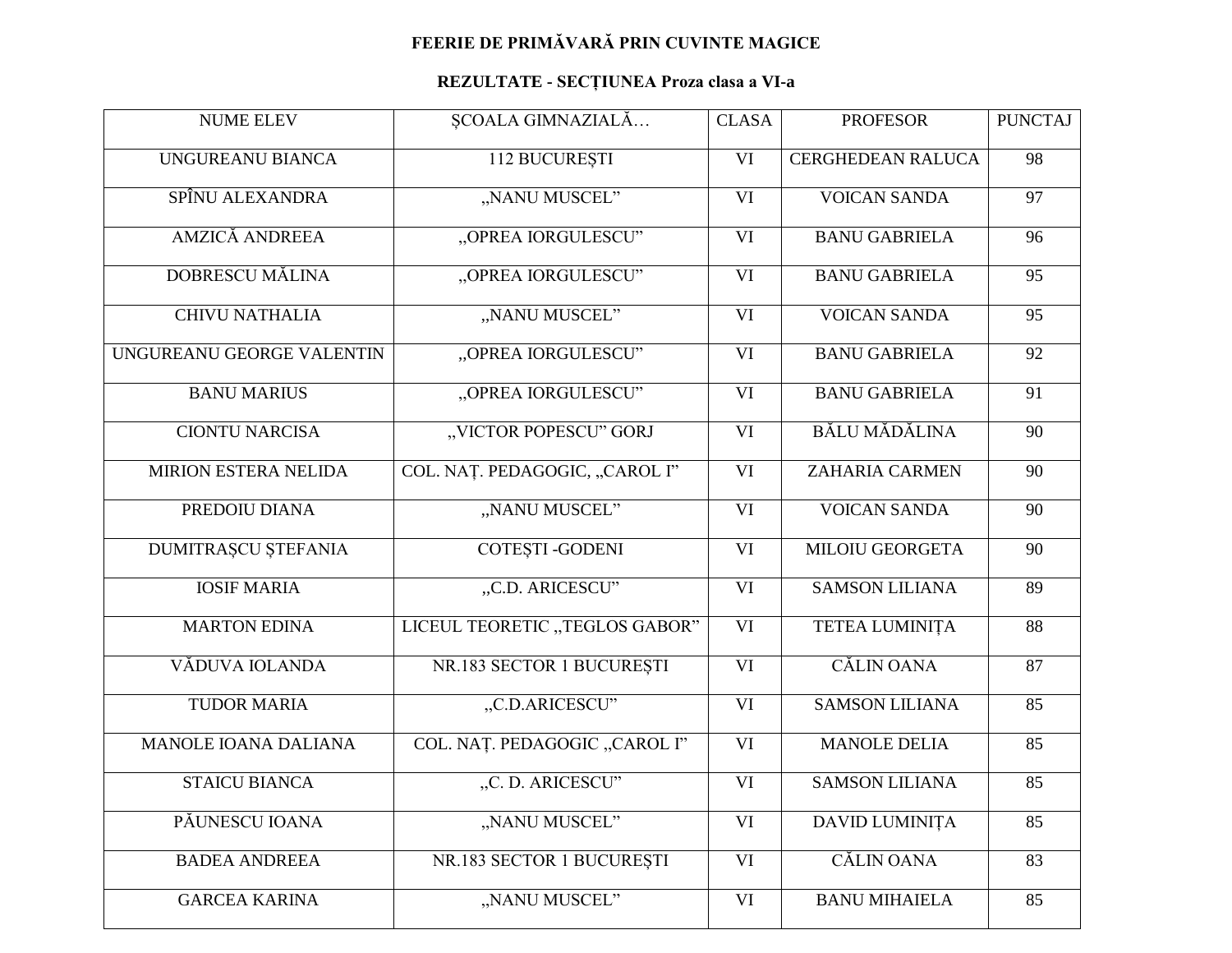**FEERIE DE PRIMĂVARĂ PRIN CUVINTE MAGICE**

**REZULTATE - SECȚIUNEA Proza clasa a VI-a**

| NUME ELEV | ȘCOALA GIMNAZIALĂ… | CLASA | PROFESOR | PUNCTAJ |
|---|---|---|---|---|
| UNGUREANU BIANCA | 112 BUCUREȘTI | VI | CERGHEDEAN RALUCA | 98 |
| SPÎNU ALEXANDRA | „NANU MUSCEL” | VI | VOICAN SANDA | 97 |
| AMZICĂ ANDREEA | „OPREA IORGULESCU” | VI | BANU GABRIELA | 96 |
| DOBRESCU MĂLINA | „OPREA IORGULESCU” | VI | BANU GABRIELA | 95 |
| CHIVU NATHALIA | „NANU MUSCEL” | VI | VOICAN SANDA | 95 |
| UNGUREANU GEORGE VALENTIN | „OPREA IORGULESCU” | VI | BANU GABRIELA | 92 |
| BANU MARIUS | „OPREA IORGULESCU” | VI | BANU GABRIELA | 91 |
| CIONTU NARCISA | „VICTOR POPESCU” GORJ | VI | BĂLU MĂDĂLINA | 90 |
| MIRION ESTERA NELIDA | COL. NAȚ. PEDAGOGIC, „CAROL I” | VI | ZAHARIA CARMEN | 90 |
| PREDOIU DIANA | „NANU MUSCEL” | VI | VOICAN SANDA | 90 |
| DUMITRAȘCU ȘTEFANIA | COTEȘTI -GODENI | VI | MILOIU GEORGETA | 90 |
| IOSIF MARIA | „C.D. ARICESCU” | VI | SAMSON LILIANA | 89 |
| MARTON EDINA | LICEUL TEORETIC „TEGLOS GABOR” | VI | TETEA LUMINIȚA | 88 |
| VĂDUVA IOLANDA | NR.183 SECTOR 1 BUCUREȘTI | VI | CĂLIN OANA | 87 |
| TUDOR MARIA | „C.D.ARICESCU” | VI | SAMSON LILIANA | 85 |
| MANOLE IOANA DALIANA | COL. NAȚ. PEDAGOGIC „CAROL I” | VI | MANOLE DELIA | 85 |
| STAICU BIANCA | „C. D. ARICESCU” | VI | SAMSON LILIANA | 85 |
| PĂUNESCU IOANA | „NANU MUSCEL” | VI | DAVID LUMINIȚA | 85 |
| BADEA ANDREEA | NR.183 SECTOR 1 BUCUREȘTI | VI | CĂLIN OANA | 83 |
| GARCEA KARINA | „NANU MUSCEL” | VI | BANU MIHAIELA | 85 |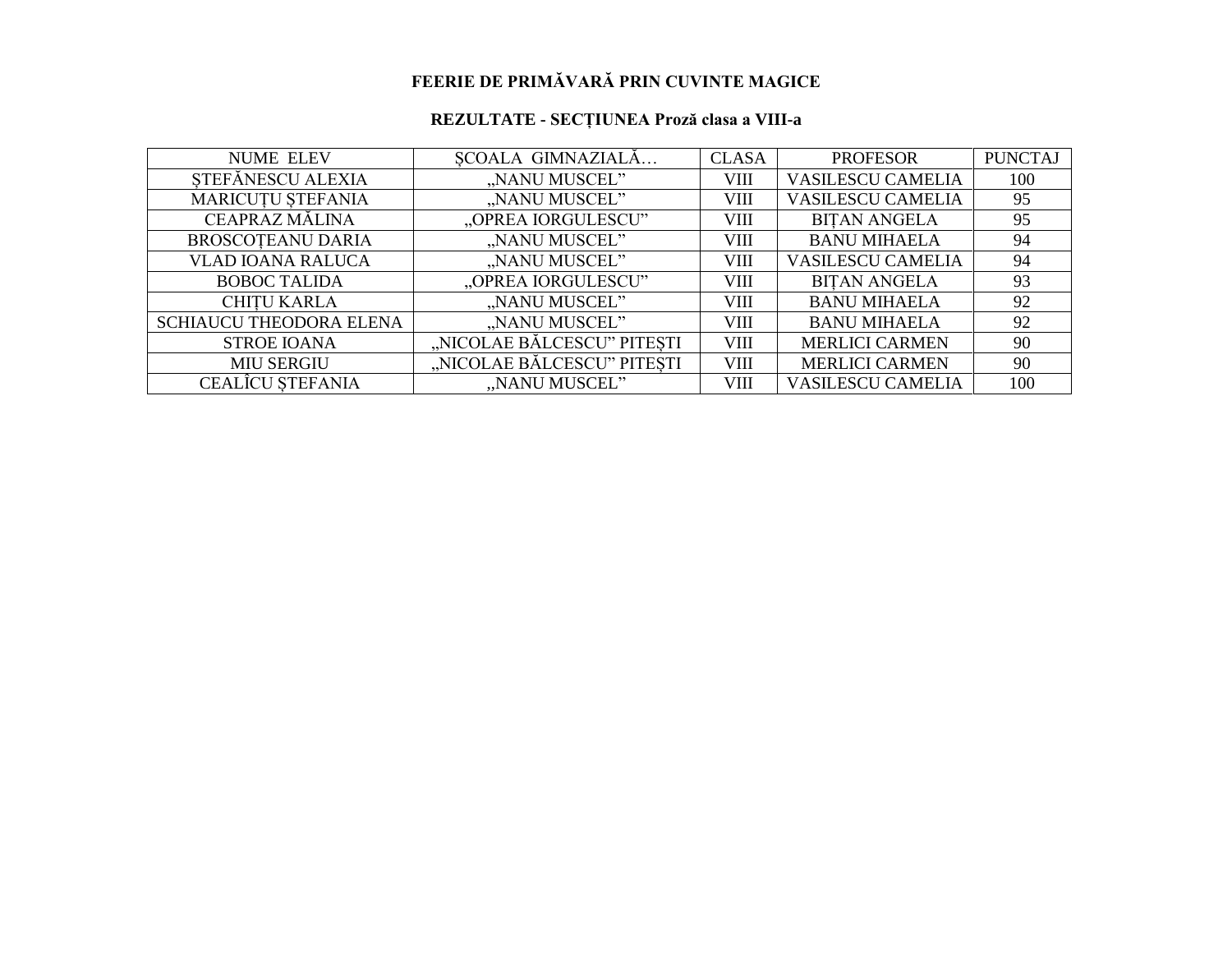**FEERIE DE PRIMĂVARĂ PRIN CUVINTE MAGICE**

**REZULTATE - SECȚIUNEA Proză clasa a VIII-a**

| NUME ELEV | ŞCOALA GIMNAZIALĂ… | CLASA | PROFESOR | PUNCTAJ |
|---|---|---|---|---|
| ŞTEFĂNESCU ALEXIA | „NANU MUSCEL” | VIII | VASILESCU CAMELIA | 100 |
| MARICUȚU ȘTEFANIA | „NANU MUSCEL” | VIII | VASILESCU CAMELIA | 95 |
| CEAPRAZ MĂLINA | „OPREA IORGULESCU” | VIII | BIȚAN ANGELA | 95 |
| BROSCOȚEANU DARIA | „NANU MUSCEL” | VIII | BANU MIHAELA | 94 |
| VLAD IOANA RALUCA | „NANU MUSCEL” | VIII | VASILESCU CAMELIA | 94 |
| BOBOC TALIDA | „OPREA IORGULESCU” | VIII | BIȚAN ANGELA | 93 |
| CHIȚU KARLA | „NANU MUSCEL” | VIII | BANU MIHAELA | 92 |
| SCHIAUCU THEODORA ELENA | „NANU MUSCEL” | VIII | BANU MIHAELA | 92 |
| STROE IOANA | „NICOLAE BĂLCESCU” PITEȘTI | VIII | MERLICI CARMEN | 90 |
| MIU SERGIU | „NICOLAE BĂLCESCU” PITEȘTI | VIII | MERLICI CARMEN | 90 |
| CEALÎCU ȘTEFANIA | ,,NANU MUSCEL” | VIII | VASILESCU CAMELIA | 100 |